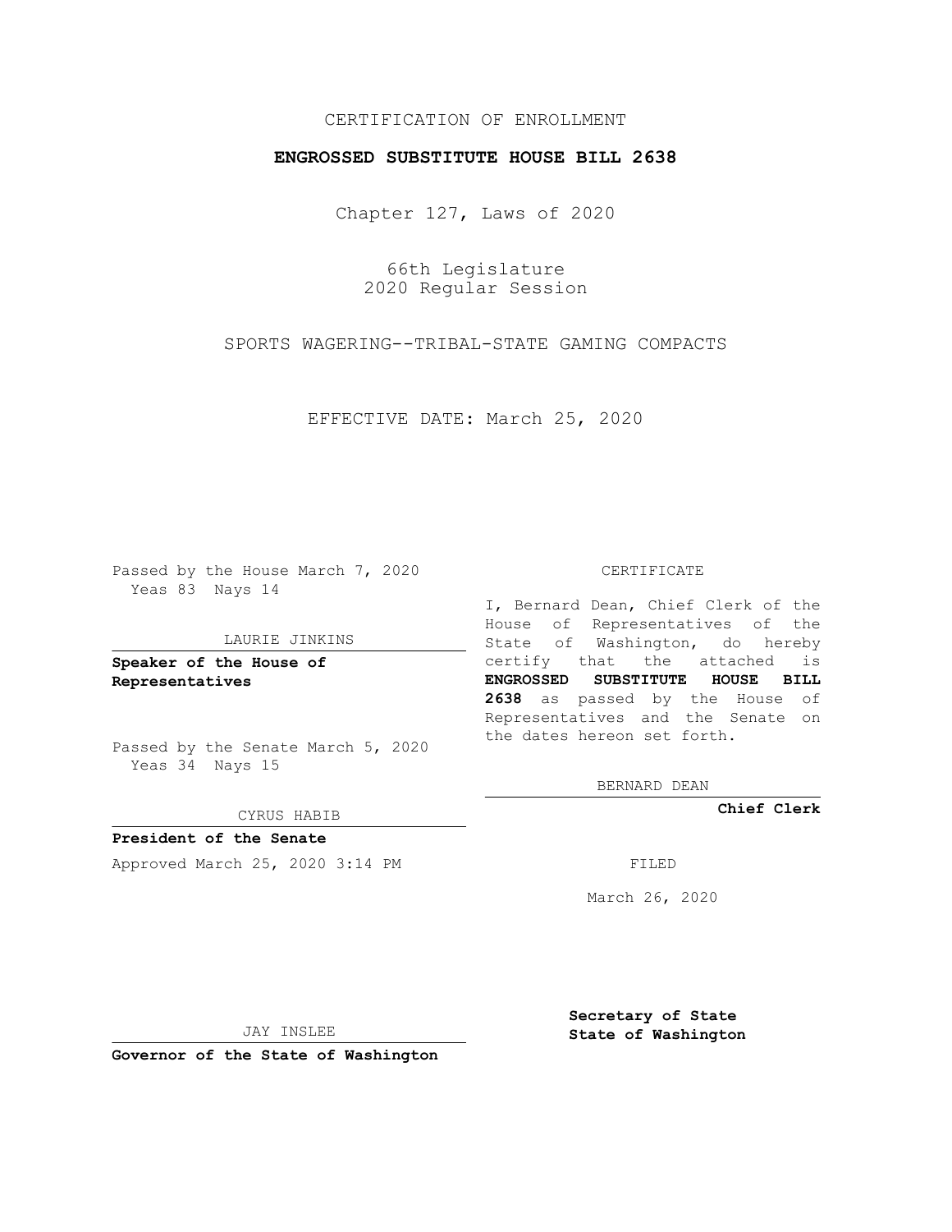CERTIFICATION OF ENROLLMENT

**ENGROSSED SUBSTITUTE HOUSE BILL 2638**

Chapter 127, Laws of 2020

66th Legislature
2020 Regular Session

SPORTS WAGERING--TRIBAL-STATE GAMING COMPACTS

EFFECTIVE DATE: March 25, 2020

Passed by the House March 7, 2020
Yeas 83 Nays 14

LAURIE JINKINS

**Speaker of the House of Representatives**

Passed by the Senate March 5, 2020
Yeas 34 Nays 15

CYRUS HABIB

**President of the Senate**

Approved March 25, 2020 3:14 PM

JAY INSLEE

**Governor of the State of Washington**

CERTIFICATE

I, Bernard Dean, Chief Clerk of the House of Representatives of the State of Washington, do hereby certify that the attached is **ENGROSSED SUBSTITUTE HOUSE BILL 2638** as passed by the House of Representatives and the Senate on the dates hereon set forth.

BERNARD DEAN

**Chief Clerk**

FILED

March 26, 2020

**Secretary of State**
**State of Washington**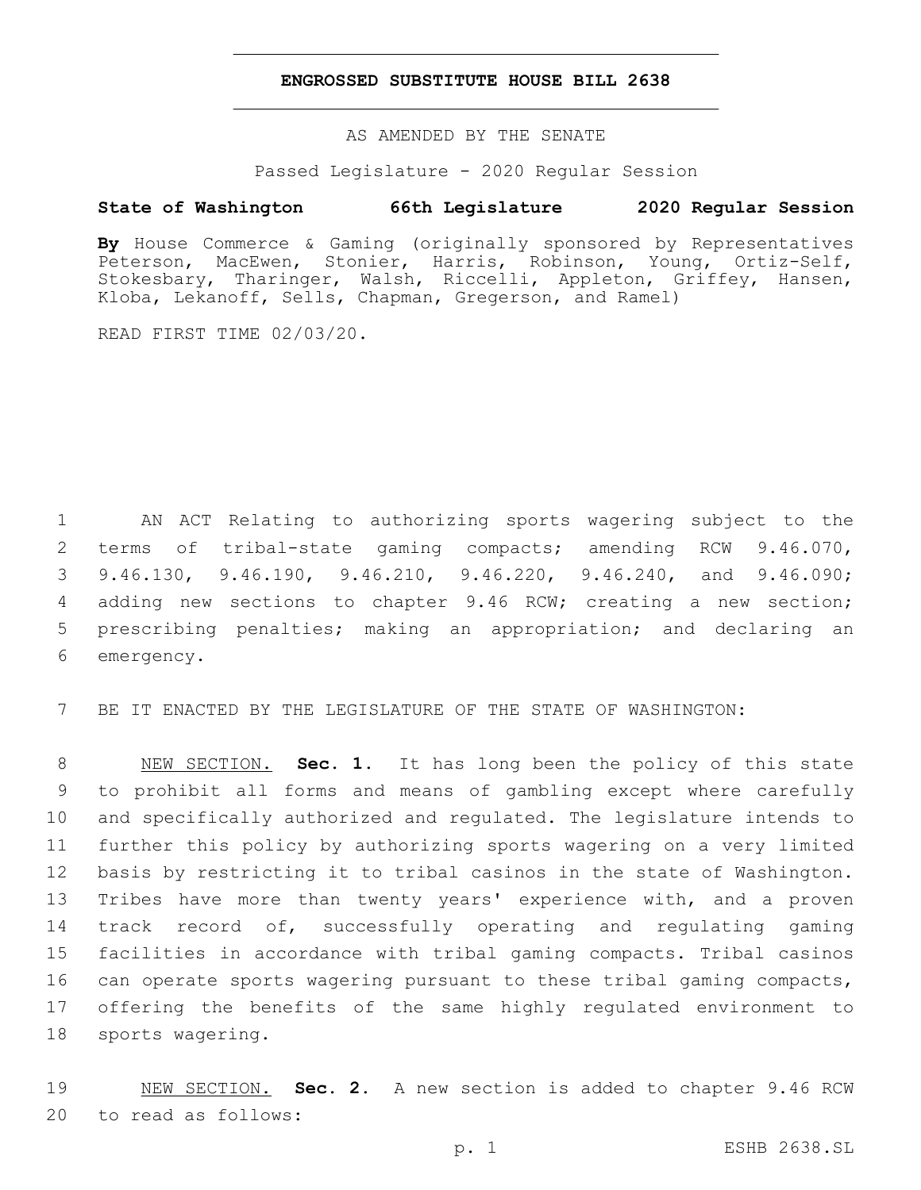# ENGROSSED SUBSTITUTE HOUSE BILL 2638

AS AMENDED BY THE SENATE

Passed Legislature - 2020 Regular Session

**State of Washington 66th Legislature 2020 Regular Session**

**By** House Commerce & Gaming (originally sponsored by Representatives Peterson, MacEwen, Stonier, Harris, Robinson, Young, Ortiz-Self, Stokesbary, Tharinger, Walsh, Riccelli, Appleton, Griffey, Hansen, Kloba, Lekanoff, Sells, Chapman, Gregerson, and Ramel)

READ FIRST TIME 02/03/20.

AN ACT Relating to authorizing sports wagering subject to the terms of tribal-state gaming compacts; amending RCW 9.46.070, 9.46.130, 9.46.190, 9.46.210, 9.46.220, 9.46.240, and 9.46.090; adding new sections to chapter 9.46 RCW; creating a new section; prescribing penalties; making an appropriation; and declaring an emergency.

BE IT ENACTED BY THE LEGISLATURE OF THE STATE OF WASHINGTON:

NEW SECTION. **Sec. 1.** It has long been the policy of this state to prohibit all forms and means of gambling except where carefully and specifically authorized and regulated. The legislature intends to further this policy by authorizing sports wagering on a very limited basis by restricting it to tribal casinos in the state of Washington. Tribes have more than twenty years' experience with, and a proven track record of, successfully operating and regulating gaming facilities in accordance with tribal gaming compacts. Tribal casinos can operate sports wagering pursuant to these tribal gaming compacts, offering the benefits of the same highly regulated environment to sports wagering.

NEW SECTION. **Sec. 2.** A new section is added to chapter 9.46 RCW to read as follows: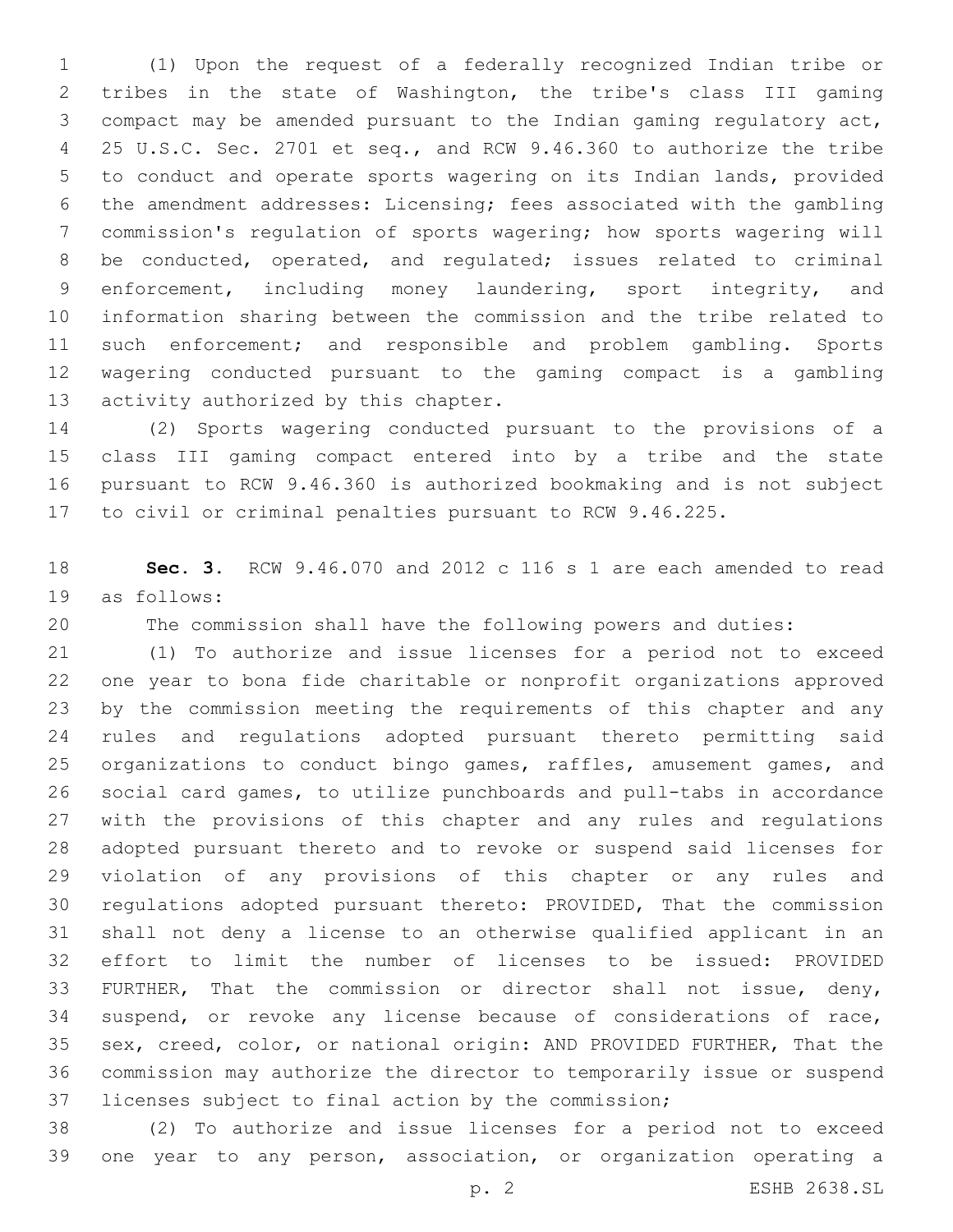(1) Upon the request of a federally recognized Indian tribe or tribes in the state of Washington, the tribe's class III gaming compact may be amended pursuant to the Indian gaming regulatory act, 25 U.S.C. Sec. 2701 et seq., and RCW 9.46.360 to authorize the tribe to conduct and operate sports wagering on its Indian lands, provided the amendment addresses: Licensing; fees associated with the gambling commission's regulation of sports wagering; how sports wagering will be conducted, operated, and regulated; issues related to criminal enforcement, including money laundering, sport integrity, and information sharing between the commission and the tribe related to such enforcement; and responsible and problem gambling. Sports wagering conducted pursuant to the gaming compact is a gambling activity authorized by this chapter.

(2) Sports wagering conducted pursuant to the provisions of a class III gaming compact entered into by a tribe and the state pursuant to RCW 9.46.360 is authorized bookmaking and is not subject to civil or criminal penalties pursuant to RCW 9.46.225.

**Sec. 3.** RCW 9.46.070 and 2012 c 116 s 1 are each amended to read as follows:

The commission shall have the following powers and duties:

(1) To authorize and issue licenses for a period not to exceed one year to bona fide charitable or nonprofit organizations approved by the commission meeting the requirements of this chapter and any rules and regulations adopted pursuant thereto permitting said organizations to conduct bingo games, raffles, amusement games, and social card games, to utilize punchboards and pull-tabs in accordance with the provisions of this chapter and any rules and regulations adopted pursuant thereto and to revoke or suspend said licenses for violation of any provisions of this chapter or any rules and regulations adopted pursuant thereto: PROVIDED, That the commission shall not deny a license to an otherwise qualified applicant in an effort to limit the number of licenses to be issued: PROVIDED FURTHER, That the commission or director shall not issue, deny, suspend, or revoke any license because of considerations of race, sex, creed, color, or national origin: AND PROVIDED FURTHER, That the commission may authorize the director to temporarily issue or suspend licenses subject to final action by the commission;

(2) To authorize and issue licenses for a period not to exceed one year to any person, association, or organization operating a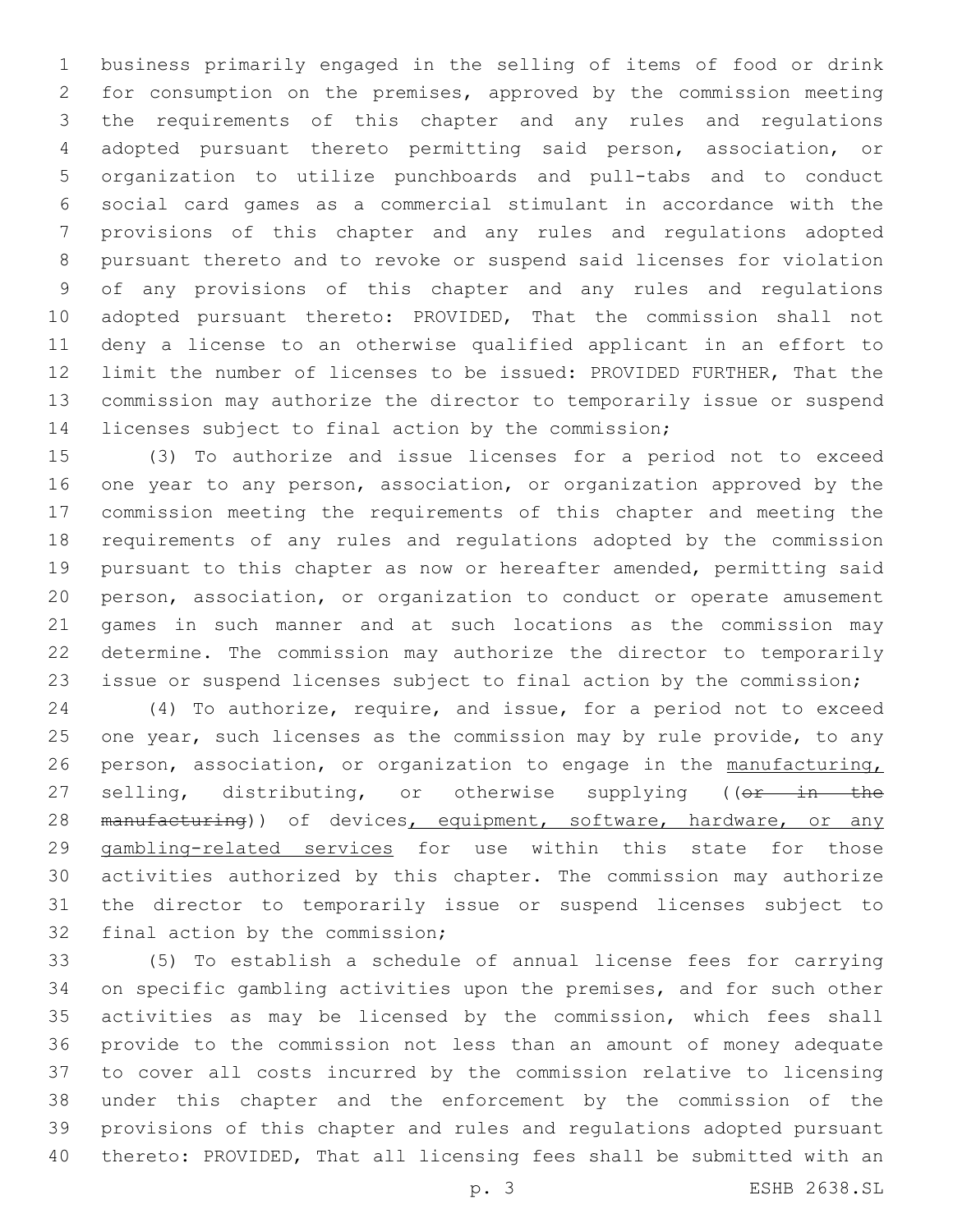business primarily engaged in the selling of items of food or drink for consumption on the premises, approved by the commission meeting the requirements of this chapter and any rules and regulations adopted pursuant thereto permitting said person, association, or organization to utilize punchboards and pull-tabs and to conduct social card games as a commercial stimulant in accordance with the provisions of this chapter and any rules and regulations adopted pursuant thereto and to revoke or suspend said licenses for violation of any provisions of this chapter and any rules and regulations adopted pursuant thereto: PROVIDED, That the commission shall not deny a license to an otherwise qualified applicant in an effort to limit the number of licenses to be issued: PROVIDED FURTHER, That the commission may authorize the director to temporarily issue or suspend licenses subject to final action by the commission;

(3) To authorize and issue licenses for a period not to exceed one year to any person, association, or organization approved by the commission meeting the requirements of this chapter and meeting the requirements of any rules and regulations adopted by the commission pursuant to this chapter as now or hereafter amended, permitting said person, association, or organization to conduct or operate amusement games in such manner and at such locations as the commission may determine. The commission may authorize the director to temporarily issue or suspend licenses subject to final action by the commission;

(4) To authorize, require, and issue, for a period not to exceed one year, such licenses as the commission may by rule provide, to any person, association, or organization to engage in the <u>manufacturing,</u> selling, distributing, or otherwise supplying ((~~or in the manufacturing~~)) of devices<u>, equipment, software, hardware, or any gambling-related services</u> for use within this state for those activities authorized by this chapter. The commission may authorize the director to temporarily issue or suspend licenses subject to final action by the commission;

(5) To establish a schedule of annual license fees for carrying on specific gambling activities upon the premises, and for such other activities as may be licensed by the commission, which fees shall provide to the commission not less than an amount of money adequate to cover all costs incurred by the commission relative to licensing under this chapter and the enforcement by the commission of the provisions of this chapter and rules and regulations adopted pursuant thereto: PROVIDED, That all licensing fees shall be submitted with an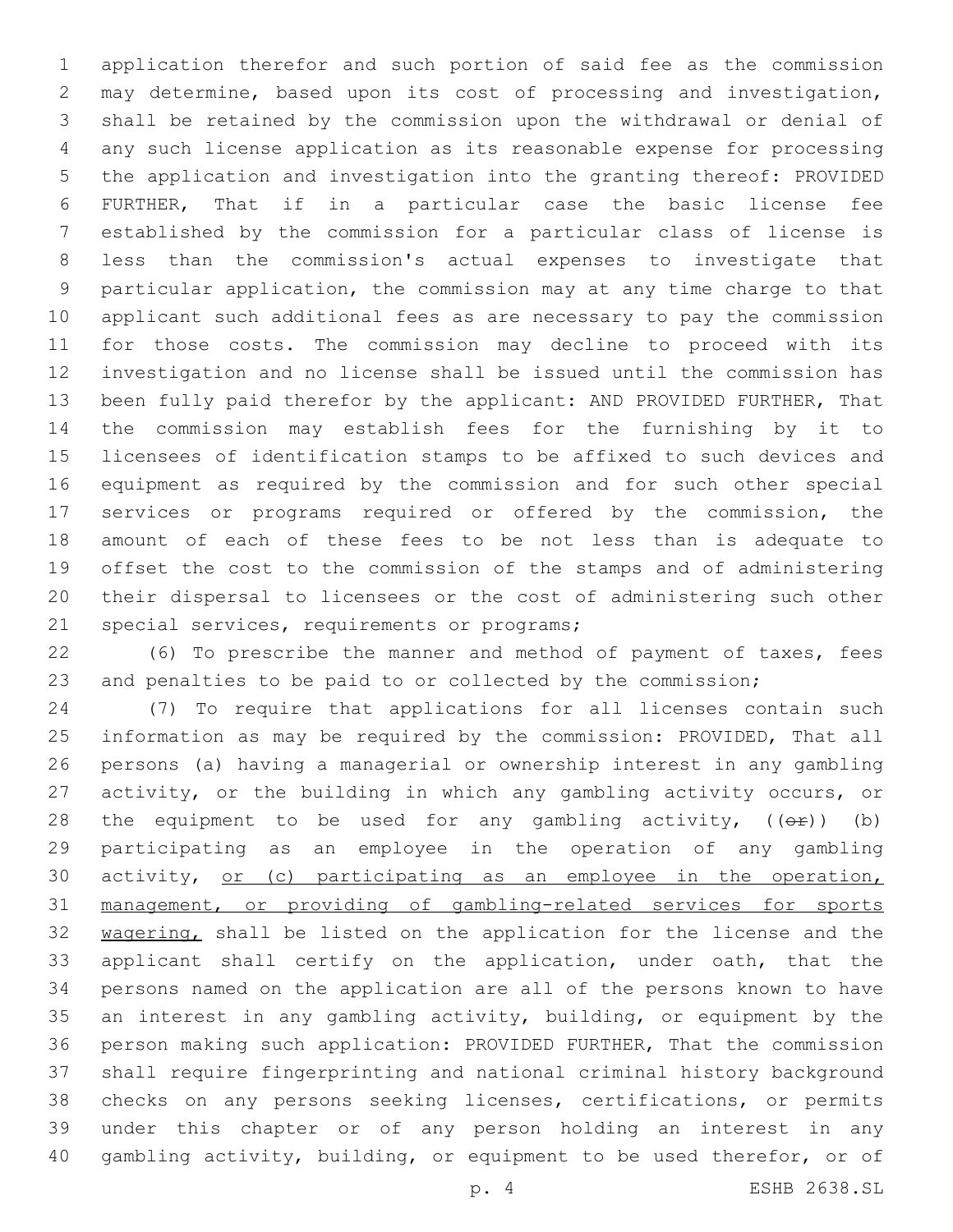application therefor and such portion of said fee as the commission may determine, based upon its cost of processing and investigation, shall be retained by the commission upon the withdrawal or denial of any such license application as its reasonable expense for processing the application and investigation into the granting thereof: PROVIDED FURTHER, That if in a particular case the basic license fee established by the commission for a particular class of license is less than the commission's actual expenses to investigate that particular application, the commission may at any time charge to that applicant such additional fees as are necessary to pay the commission for those costs. The commission may decline to proceed with its investigation and no license shall be issued until the commission has been fully paid therefor by the applicant: AND PROVIDED FURTHER, That the commission may establish fees for the furnishing by it to licensees of identification stamps to be affixed to such devices and equipment as required by the commission and for such other special services or programs required or offered by the commission, the amount of each of these fees to be not less than is adequate to offset the cost to the commission of the stamps and of administering their dispersal to licensees or the cost of administering such other special services, requirements or programs;

(6) To prescribe the manner and method of payment of taxes, fees and penalties to be paid to or collected by the commission;

(7) To require that applications for all licenses contain such information as may be required by the commission: PROVIDED, That all persons (a) having a managerial or ownership interest in any gambling activity, or the building in which any gambling activity occurs, or the equipment to be used for any gambling activity, ((~~or~~)) (b) participating as an employee in the operation of any gambling activity, <u>or (c) participating as an employee in the operation, management, or providing of gambling-related services for sports wagering,</u> shall be listed on the application for the license and the applicant shall certify on the application, under oath, that the persons named on the application are all of the persons known to have an interest in any gambling activity, building, or equipment by the person making such application: PROVIDED FURTHER, That the commission shall require fingerprinting and national criminal history background checks on any persons seeking licenses, certifications, or permits under this chapter or of any person holding an interest in any gambling activity, building, or equipment to be used therefor, or of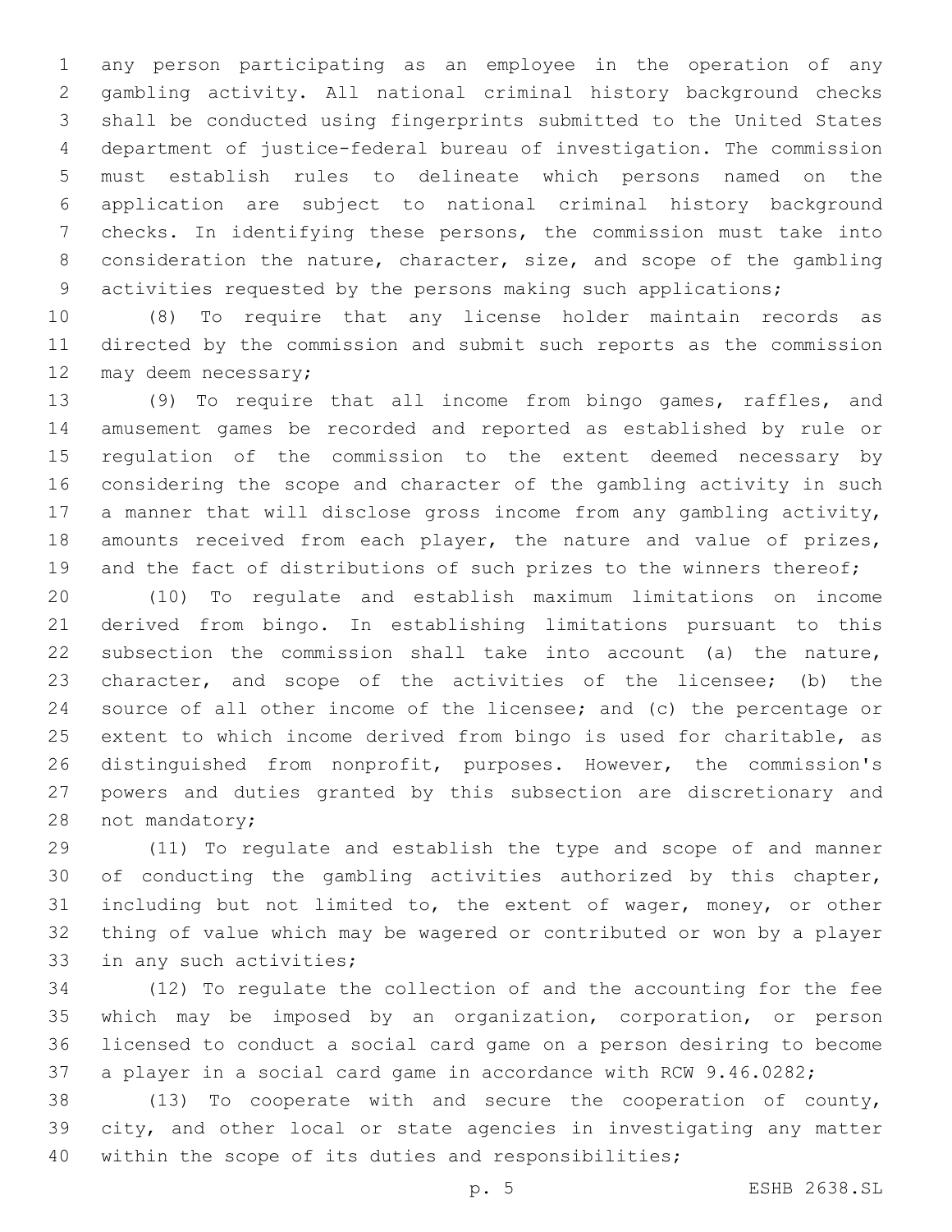any person participating as an employee in the operation of any gambling activity. All national criminal history background checks shall be conducted using fingerprints submitted to the United States department of justice-federal bureau of investigation. The commission must establish rules to delineate which persons named on the application are subject to national criminal history background checks. In identifying these persons, the commission must take into consideration the nature, character, size, and scope of the gambling activities requested by the persons making such applications;

(8) To require that any license holder maintain records as directed by the commission and submit such reports as the commission may deem necessary;

(9) To require that all income from bingo games, raffles, and amusement games be recorded and reported as established by rule or regulation of the commission to the extent deemed necessary by considering the scope and character of the gambling activity in such a manner that will disclose gross income from any gambling activity, amounts received from each player, the nature and value of prizes, and the fact of distributions of such prizes to the winners thereof;

(10) To regulate and establish maximum limitations on income derived from bingo. In establishing limitations pursuant to this subsection the commission shall take into account (a) the nature, character, and scope of the activities of the licensee; (b) the source of all other income of the licensee; and (c) the percentage or extent to which income derived from bingo is used for charitable, as distinguished from nonprofit, purposes. However, the commission's powers and duties granted by this subsection are discretionary and not mandatory;

(11) To regulate and establish the type and scope of and manner of conducting the gambling activities authorized by this chapter, including but not limited to, the extent of wager, money, or other thing of value which may be wagered or contributed or won by a player in any such activities;

(12) To regulate the collection of and the accounting for the fee which may be imposed by an organization, corporation, or person licensed to conduct a social card game on a person desiring to become a player in a social card game in accordance with RCW 9.46.0282;

(13) To cooperate with and secure the cooperation of county, city, and other local or state agencies in investigating any matter within the scope of its duties and responsibilities;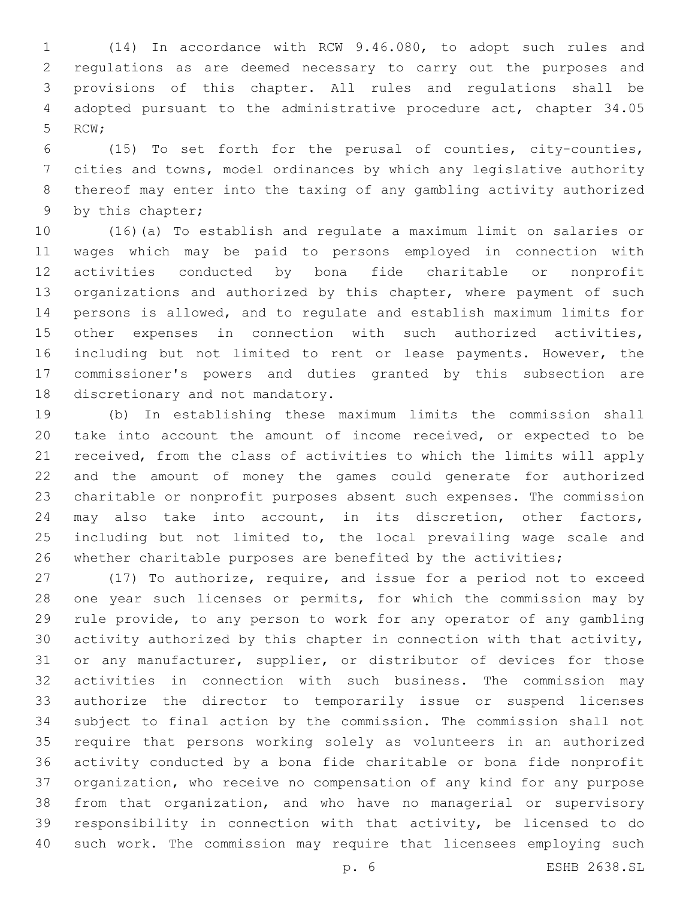(14) In accordance with RCW 9.46.080, to adopt such rules and regulations as are deemed necessary to carry out the purposes and provisions of this chapter. All rules and regulations shall be adopted pursuant to the administrative procedure act, chapter 34.05 RCW;

(15) To set forth for the perusal of counties, city-counties, cities and towns, model ordinances by which any legislative authority thereof may enter into the taxing of any gambling activity authorized by this chapter;

(16)(a) To establish and regulate a maximum limit on salaries or wages which may be paid to persons employed in connection with activities conducted by bona fide charitable or nonprofit organizations and authorized by this chapter, where payment of such persons is allowed, and to regulate and establish maximum limits for other expenses in connection with such authorized activities, including but not limited to rent or lease payments. However, the commissioner's powers and duties granted by this subsection are discretionary and not mandatory.

(b) In establishing these maximum limits the commission shall take into account the amount of income received, or expected to be received, from the class of activities to which the limits will apply and the amount of money the games could generate for authorized charitable or nonprofit purposes absent such expenses. The commission may also take into account, in its discretion, other factors, including but not limited to, the local prevailing wage scale and whether charitable purposes are benefited by the activities;

(17) To authorize, require, and issue for a period not to exceed one year such licenses or permits, for which the commission may by rule provide, to any person to work for any operator of any gambling activity authorized by this chapter in connection with that activity, or any manufacturer, supplier, or distributor of devices for those activities in connection with such business. The commission may authorize the director to temporarily issue or suspend licenses subject to final action by the commission. The commission shall not require that persons working solely as volunteers in an authorized activity conducted by a bona fide charitable or bona fide nonprofit organization, who receive no compensation of any kind for any purpose from that organization, and who have no managerial or supervisory responsibility in connection with that activity, be licensed to do such work. The commission may require that licensees employing such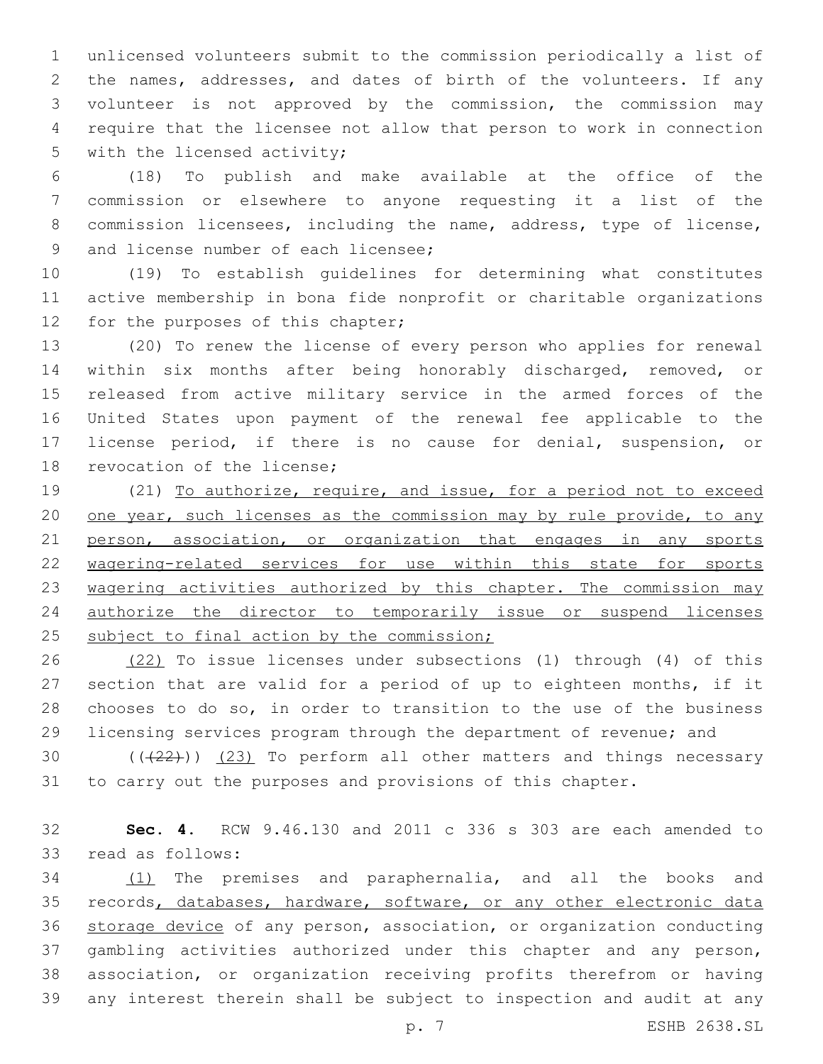unlicensed volunteers submit to the commission periodically a list of the names, addresses, and dates of birth of the volunteers. If any volunteer is not approved by the commission, the commission may require that the licensee not allow that person to work in connection with the licensed activity;

(18) To publish and make available at the office of the commission or elsewhere to anyone requesting it a list of the commission licensees, including the name, address, type of license, and license number of each licensee;

(19) To establish guidelines for determining what constitutes active membership in bona fide nonprofit or charitable organizations for the purposes of this chapter;

(20) To renew the license of every person who applies for renewal within six months after being honorably discharged, removed, or released from active military service in the armed forces of the United States upon payment of the renewal fee applicable to the license period, if there is no cause for denial, suspension, or revocation of the license;

(21) <u>To authorize, require, and issue, for a period not to exceed one year, such licenses as the commission may by rule provide, to any person, association, or organization that engages in any sports wagering-related services for use within this state for sports wagering activities authorized by this chapter. The commission may authorize the director to temporarily issue or suspend licenses subject to final action by the commission;</u>

<u>(22)</u> To issue licenses under subsections (1) through (4) of this section that are valid for a period of up to eighteen months, if it chooses to do so, in order to transition to the use of the business licensing services program through the department of revenue; and

~~((22))~~ <u>(23)</u> To perform all other matters and things necessary to carry out the purposes and provisions of this chapter.

**Sec. 4.** RCW 9.46.130 and 2011 c 336 s 303 are each amended to read as follows:

<u>(1)</u> The premises and paraphernalia, and all the books and records<u>, databases, hardware, software, or any other electronic data storage device</u> of any person, association, or organization conducting gambling activities authorized under this chapter and any person, association, or organization receiving profits therefrom or having any interest therein shall be subject to inspection and audit at any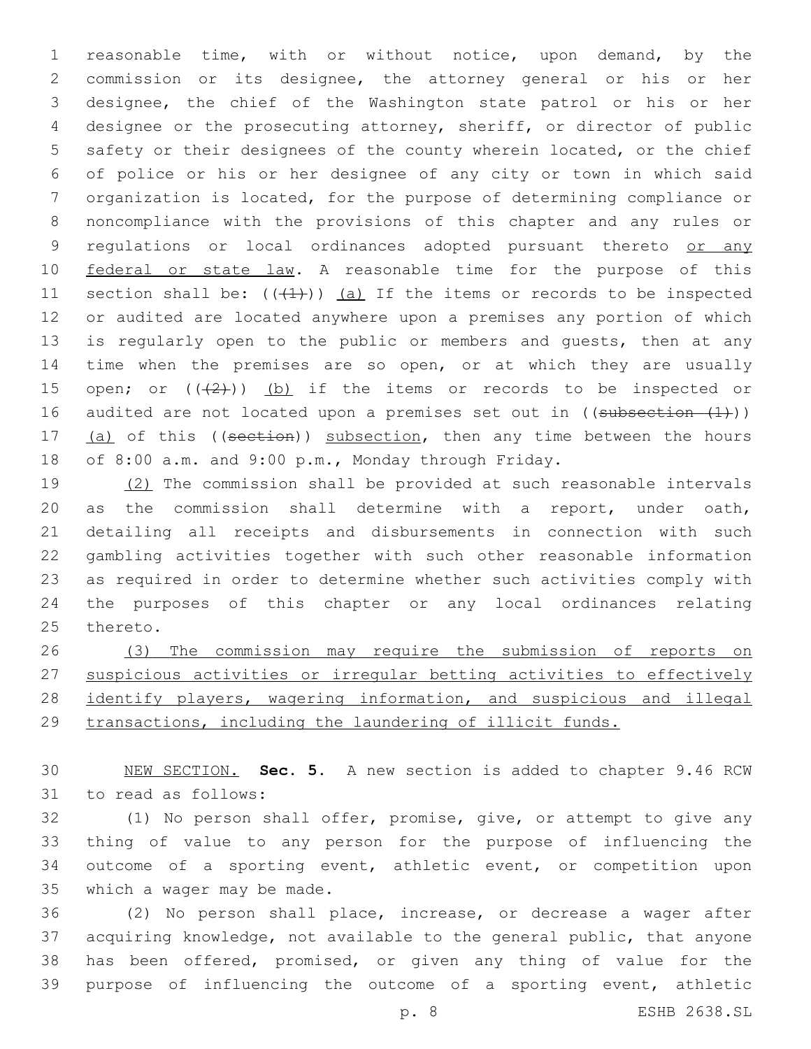reasonable time, with or without notice, upon demand, by the commission or its designee, the attorney general or his or her designee, the chief of the Washington state patrol or his or her designee or the prosecuting attorney, sheriff, or director of public safety or their designees of the county wherein located, or the chief of police or his or her designee of any city or town in which said organization is located, for the purpose of determining compliance or noncompliance with the provisions of this chapter and any rules or regulations or local ordinances adopted pursuant thereto <u>or any federal or state law</u>. A reasonable time for the purpose of this section shall be: ((~~(1)~~)) <u>(a)</u> If the items or records to be inspected or audited are located anywhere upon a premises any portion of which is regularly open to the public or members and guests, then at any time when the premises are so open, or at which they are usually open; or ((~~(2)~~)) <u>(b)</u> if the items or records to be inspected or audited are not located upon a premises set out in ((~~subsection (1)~~)) <u>(a)</u> of this ((~~section~~)) <u>subsection</u>, then any time between the hours of 8:00 a.m. and 9:00 p.m., Monday through Friday.

<u>(2)</u> The commission shall be provided at such reasonable intervals as the commission shall determine with a report, under oath, detailing all receipts and disbursements in connection with such gambling activities together with such other reasonable information as required in order to determine whether such activities comply with the purposes of this chapter or any local ordinances relating thereto.

<u>(3) The commission may require the submission of reports on suspicious activities or irregular betting activities to effectively identify players, wagering information, and suspicious and illegal transactions, including the laundering of illicit funds.</u>

<u>NEW SECTION.</u> **Sec. 5.** A new section is added to chapter 9.46 RCW to read as follows:

(1) No person shall offer, promise, give, or attempt to give any thing of value to any person for the purpose of influencing the outcome of a sporting event, athletic event, or competition upon which a wager may be made.

(2) No person shall place, increase, or decrease a wager after acquiring knowledge, not available to the general public, that anyone has been offered, promised, or given any thing of value for the purpose of influencing the outcome of a sporting event, athletic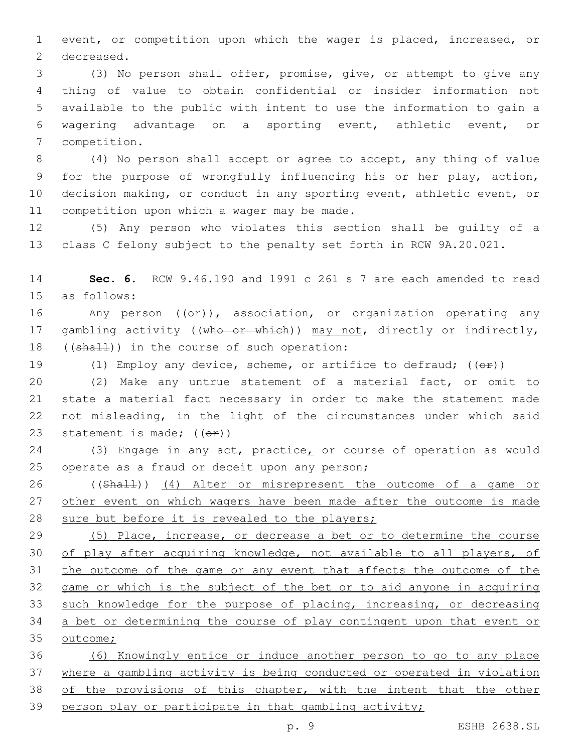event, or competition upon which the wager is placed, increased, or decreased.

(3) No person shall offer, promise, give, or attempt to give any thing of value to obtain confidential or insider information not available to the public with intent to use the information to gain a wagering advantage on a sporting event, athletic event, or competition.

(4) No person shall accept or agree to accept, any thing of value for the purpose of wrongfully influencing his or her play, action, decision making, or conduct in any sporting event, athletic event, or competition upon which a wager may be made.

(5) Any person who violates this section shall be guilty of a class C felony subject to the penalty set forth in RCW 9A.20.021.

**Sec. 6.** RCW 9.46.190 and 1991 c 261 s 7 are each amended to read as follows:

Any person ((~~or~~)), association, or organization operating any gambling activity ((~~who or which~~)) may not, directly or indirectly, ((~~shall~~)) in the course of such operation:

(1) Employ any device, scheme, or artifice to defraud; ((~~or~~))

(2) Make any untrue statement of a material fact, or omit to state a material fact necessary in order to make the statement made not misleading, in the light of the circumstances under which said statement is made; ((~~or~~))

(3) Engage in any act, practice, or course of operation as would operate as a fraud or deceit upon any person;

((~~Shall~~)) (4) Alter or misrepresent the outcome of a game or other event on which wagers have been made after the outcome is made sure but before it is revealed to the players;

(5) Place, increase, or decrease a bet or to determine the course of play after acquiring knowledge, not available to all players, of the outcome of the game or any event that affects the outcome of the game or which is the subject of the bet or to aid anyone in acquiring such knowledge for the purpose of placing, increasing, or decreasing a bet or determining the course of play contingent upon that event or outcome;

(6) Knowingly entice or induce another person to go to any place where a gambling activity is being conducted or operated in violation of the provisions of this chapter, with the intent that the other person play or participate in that gambling activity;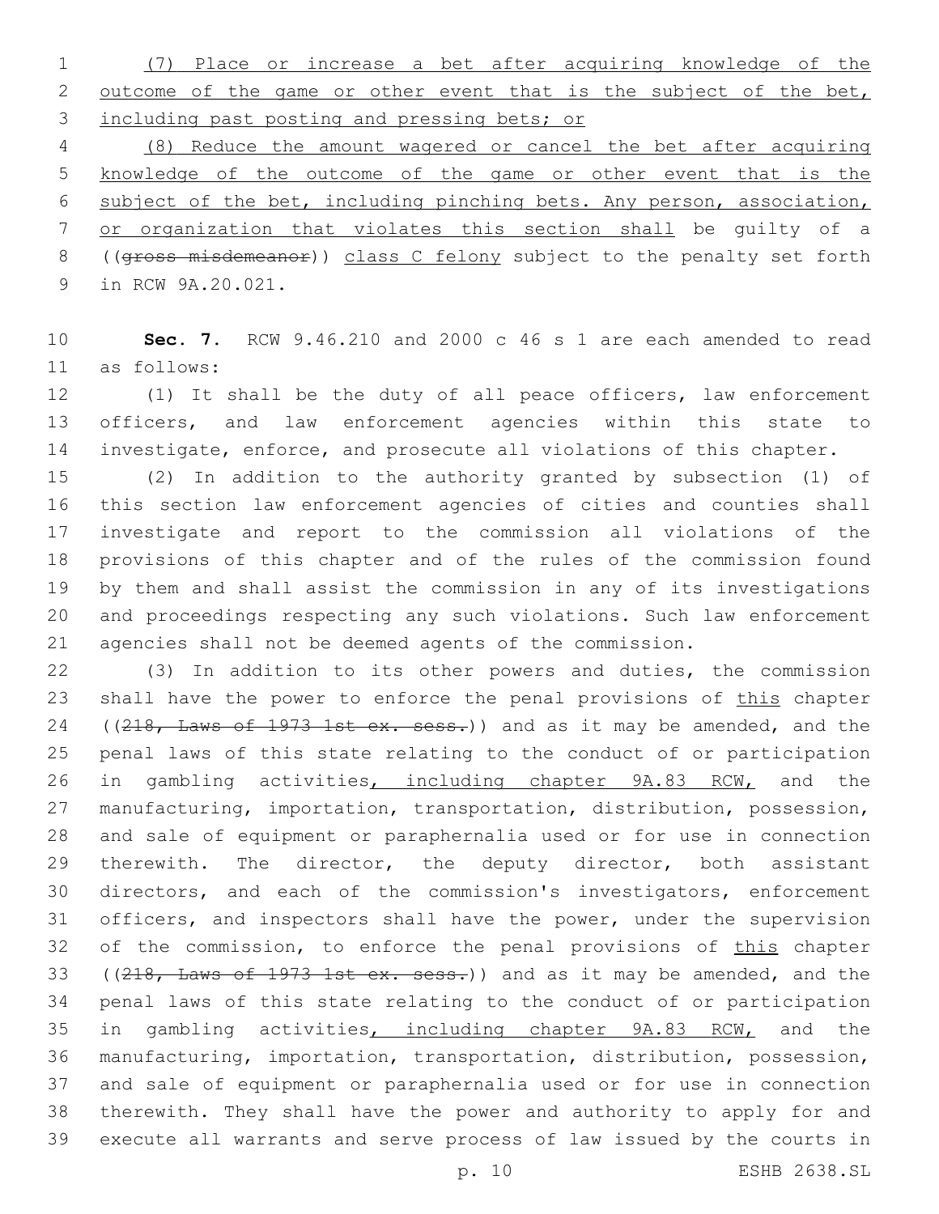(7) Place or increase a bet after acquiring knowledge of the outcome of the game or other event that is the subject of the bet, including past posting and pressing bets; or

(8) Reduce the amount wagered or cancel the bet after acquiring knowledge of the outcome of the game or other event that is the subject of the bet, including pinching bets. Any person, association, or organization that violates this section shall be guilty of a ((~~gross misdemeanor~~)) class C felony subject to the penalty set forth in RCW 9A.20.021.

**Sec. 7.** RCW 9.46.210 and 2000 c 46 s 1 are each amended to read as follows:

(1) It shall be the duty of all peace officers, law enforcement officers, and law enforcement agencies within this state to investigate, enforce, and prosecute all violations of this chapter.

(2) In addition to the authority granted by subsection (1) of this section law enforcement agencies of cities and counties shall investigate and report to the commission all violations of the provisions of this chapter and of the rules of the commission found by them and shall assist the commission in any of its investigations and proceedings respecting any such violations. Such law enforcement agencies shall not be deemed agents of the commission.

(3) In addition to its other powers and duties, the commission shall have the power to enforce the penal provisions of this chapter ((~~218, Laws of 1973 1st ex. sess.~~)) and as it may be amended, and the penal laws of this state relating to the conduct of or participation in gambling activities, including chapter 9A.83 RCW, and the manufacturing, importation, transportation, distribution, possession, and sale of equipment or paraphernalia used or for use in connection therewith. The director, the deputy director, both assistant directors, and each of the commission's investigators, enforcement officers, and inspectors shall have the power, under the supervision of the commission, to enforce the penal provisions of this chapter ((~~218, Laws of 1973 1st ex. sess.~~)) and as it may be amended, and the penal laws of this state relating to the conduct of or participation in gambling activities, including chapter 9A.83 RCW, and the manufacturing, importation, transportation, distribution, possession, and sale of equipment or paraphernalia used or for use in connection therewith. They shall have the power and authority to apply for and execute all warrants and serve process of law issued by the courts in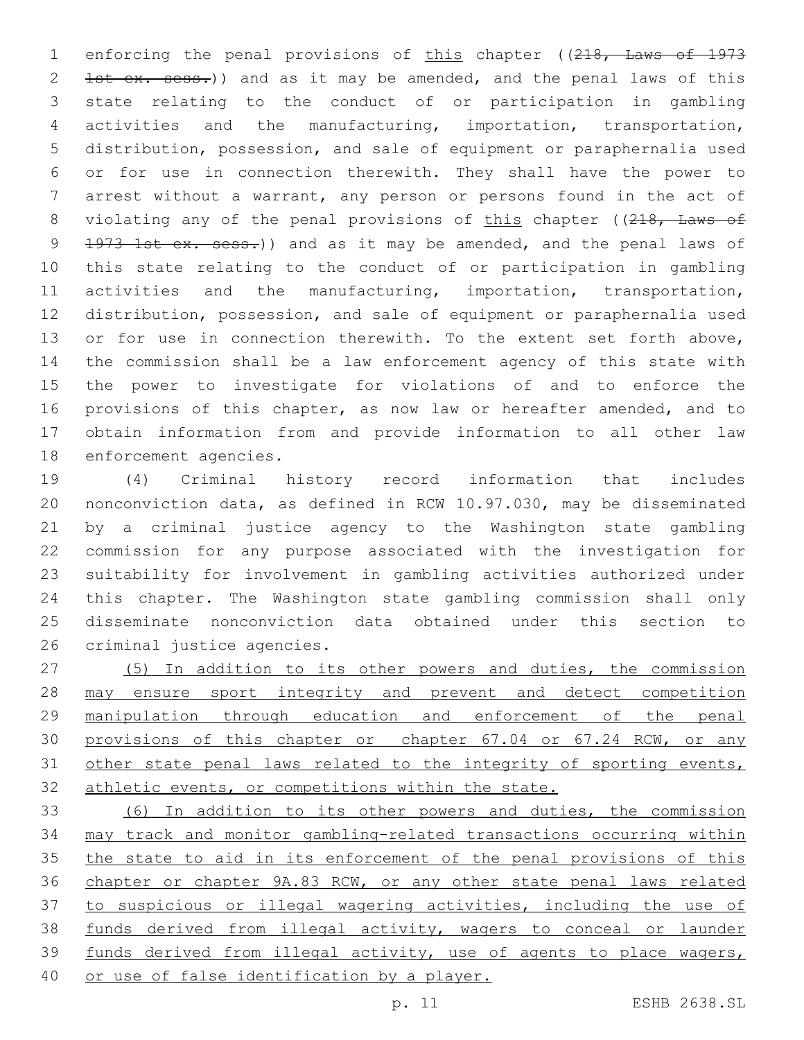enforcing the penal provisions of this chapter ((~~218, Laws of 1973 1st ex. sess.~~)) and as it may be amended, and the penal laws of this state relating to the conduct of or participation in gambling activities and the manufacturing, importation, transportation, distribution, possession, and sale of equipment or paraphernalia used or for use in connection therewith. They shall have the power to arrest without a warrant, any person or persons found in the act of violating any of the penal provisions of this chapter ((~~218, Laws of 1973 1st ex. sess.~~)) and as it may be amended, and the penal laws of this state relating to the conduct of or participation in gambling activities and the manufacturing, importation, transportation, distribution, possession, and sale of equipment or paraphernalia used or for use in connection therewith. To the extent set forth above, the commission shall be a law enforcement agency of this state with the power to investigate for violations of and to enforce the provisions of this chapter, as now law or hereafter amended, and to obtain information from and provide information to all other law enforcement agencies.

(4) Criminal history record information that includes nonconviction data, as defined in RCW 10.97.030, may be disseminated by a criminal justice agency to the Washington state gambling commission for any purpose associated with the investigation for suitability for involvement in gambling activities authorized under this chapter. The Washington state gambling commission shall only disseminate nonconviction data obtained under this section to criminal justice agencies.

<u>(5) In addition to its other powers and duties, the commission may ensure sport integrity and prevent and detect competition manipulation through education and enforcement of the penal provisions of this chapter or chapter 67.04 or 67.24 RCW, or any other state penal laws related to the integrity of sporting events, athletic events, or competitions within the state.</u>

<u>(6) In addition to its other powers and duties, the commission may track and monitor gambling-related transactions occurring within the state to aid in its enforcement of the penal provisions of this chapter or chapter 9A.83 RCW, or any other state penal laws related to suspicious or illegal wagering activities, including the use of funds derived from illegal activity, wagers to conceal or launder funds derived from illegal activity, use of agents to place wagers, or use of false identification by a player.</u>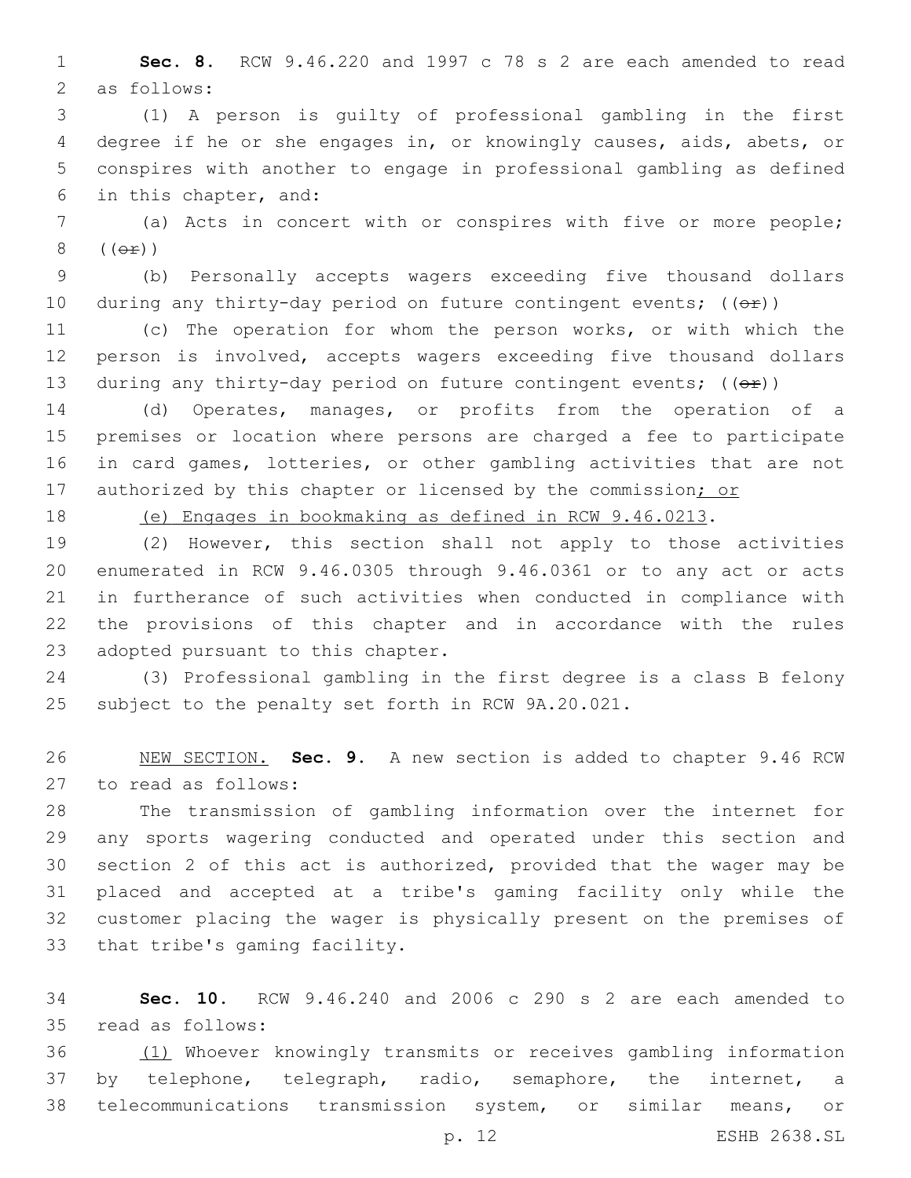**Sec. 8.** RCW 9.46.220 and 1997 c 78 s 2 are each amended to read as follows:

(1) A person is guilty of professional gambling in the first degree if he or she engages in, or knowingly causes, aids, abets, or conspires with another to engage in professional gambling as defined in this chapter, and:

(a) Acts in concert with or conspires with five or more people; ((~~or~~))

(b) Personally accepts wagers exceeding five thousand dollars during any thirty-day period on future contingent events; ((~~or~~))

(c) The operation for whom the person works, or with which the person is involved, accepts wagers exceeding five thousand dollars during any thirty-day period on future contingent events; ((~~or~~))

(d) Operates, manages, or profits from the operation of a premises or location where persons are charged a fee to participate in card games, lotteries, or other gambling activities that are not authorized by this chapter or licensed by the commission<u>; or</u>

<u>(e) Engages in bookmaking as defined in RCW 9.46.0213</u>.

(2) However, this section shall not apply to those activities enumerated in RCW 9.46.0305 through 9.46.0361 or to any act or acts in furtherance of such activities when conducted in compliance with the provisions of this chapter and in accordance with the rules adopted pursuant to this chapter.

(3) Professional gambling in the first degree is a class B felony subject to the penalty set forth in RCW 9A.20.021.

<u>NEW SECTION.</u> **Sec. 9.** A new section is added to chapter 9.46 RCW to read as follows:

The transmission of gambling information over the internet for any sports wagering conducted and operated under this section and section 2 of this act is authorized, provided that the wager may be placed and accepted at a tribe's gaming facility only while the customer placing the wager is physically present on the premises of that tribe's gaming facility.

**Sec. 10.** RCW 9.46.240 and 2006 c 290 s 2 are each amended to read as follows:

<u>(1)</u> Whoever knowingly transmits or receives gambling information by telephone, telegraph, radio, semaphore, the internet, a telecommunications transmission system, or similar means, or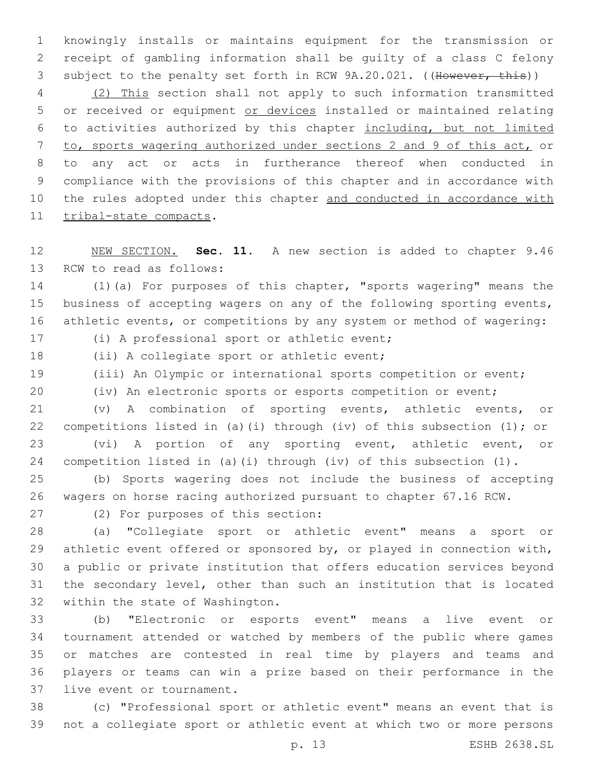knowingly installs or maintains equipment for the transmission or receipt of gambling information shall be guilty of a class C felony subject to the penalty set forth in RCW 9A.20.021. ((~~However, this~~))

(2) This section shall not apply to such information transmitted or received or equipment or devices installed or maintained relating to activities authorized by this chapter including, but not limited to, sports wagering authorized under sections 2 and 9 of this act, or to any act or acts in furtherance thereof when conducted in compliance with the provisions of this chapter and in accordance with the rules adopted under this chapter and conducted in accordance with tribal-state compacts.

NEW SECTION. **Sec. 11.** A new section is added to chapter 9.46 RCW to read as follows:

(1)(a) For purposes of this chapter, "sports wagering" means the business of accepting wagers on any of the following sporting events, athletic events, or competitions by any system or method of wagering:

(i) A professional sport or athletic event;

(ii) A collegiate sport or athletic event;

(iii) An Olympic or international sports competition or event;

(iv) An electronic sports or esports competition or event;

(v) A combination of sporting events, athletic events, or competitions listed in (a)(i) through (iv) of this subsection (1); or

(vi) A portion of any sporting event, athletic event, or competition listed in (a)(i) through (iv) of this subsection (1).

(b) Sports wagering does not include the business of accepting wagers on horse racing authorized pursuant to chapter 67.16 RCW.

(2) For purposes of this section:

(a) "Collegiate sport or athletic event" means a sport or athletic event offered or sponsored by, or played in connection with, a public or private institution that offers education services beyond the secondary level, other than such an institution that is located within the state of Washington.

(b) "Electronic or esports event" means a live event or tournament attended or watched by members of the public where games or matches are contested in real time by players and teams and players or teams can win a prize based on their performance in the live event or tournament.

(c) "Professional sport or athletic event" means an event that is not a collegiate sport or athletic event at which two or more persons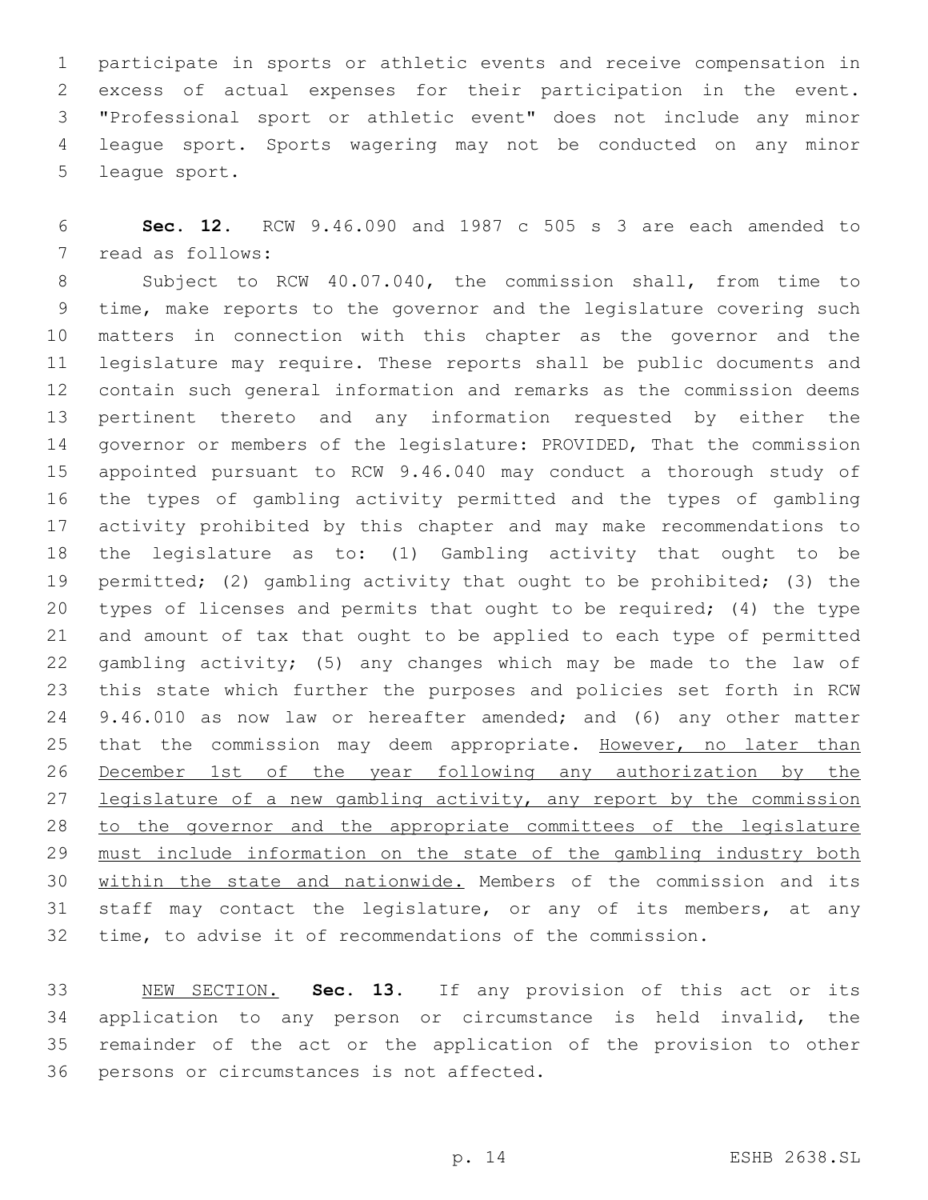participate in sports or athletic events and receive compensation in excess of actual expenses for their participation in the event. "Professional sport or athletic event" does not include any minor league sport. Sports wagering may not be conducted on any minor league sport.

**Sec. 12.** RCW 9.46.090 and 1987 c 505 s 3 are each amended to read as follows:

Subject to RCW 40.07.040, the commission shall, from time to time, make reports to the governor and the legislature covering such matters in connection with this chapter as the governor and the legislature may require. These reports shall be public documents and contain such general information and remarks as the commission deems pertinent thereto and any information requested by either the governor or members of the legislature: PROVIDED, That the commission appointed pursuant to RCW 9.46.040 may conduct a thorough study of the types of gambling activity permitted and the types of gambling activity prohibited by this chapter and may make recommendations to the legislature as to: (1) Gambling activity that ought to be permitted; (2) gambling activity that ought to be prohibited; (3) the types of licenses and permits that ought to be required; (4) the type and amount of tax that ought to be applied to each type of permitted gambling activity; (5) any changes which may be made to the law of this state which further the purposes and policies set forth in RCW 9.46.010 as now law or hereafter amended; and (6) any other matter that the commission may deem appropriate. <u>However, no later than December 1st of the year following any authorization by the legislature of a new gambling activity, any report by the commission to the governor and the appropriate committees of the legislature must include information on the state of the gambling industry both within the state and nationwide.</u> Members of the commission and its staff may contact the legislature, or any of its members, at any time, to advise it of recommendations of the commission.

<u>NEW SECTION.</u> **Sec. 13.** If any provision of this act or its application to any person or circumstance is held invalid, the remainder of the act or the application of the provision to other persons or circumstances is not affected.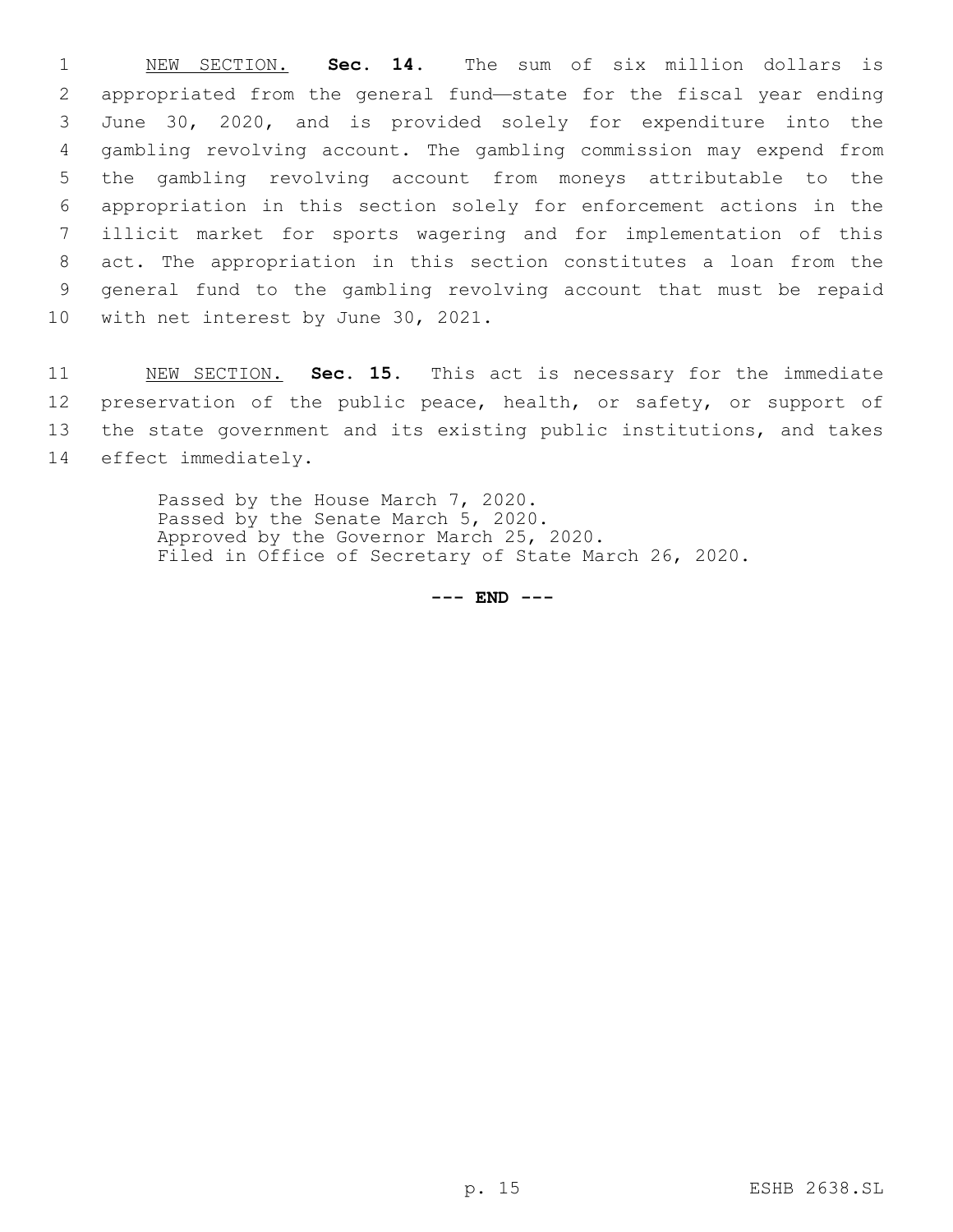NEW SECTION. **Sec. 14.** The sum of six million dollars is appropriated from the general fund—state for the fiscal year ending June 30, 2020, and is provided solely for expenditure into the gambling revolving account. The gambling commission may expend from the gambling revolving account from moneys attributable to the appropriation in this section solely for enforcement actions in the illicit market for sports wagering and for implementation of this act. The appropriation in this section constitutes a loan from the general fund to the gambling revolving account that must be repaid with net interest by June 30, 2021.

NEW SECTION. **Sec. 15.** This act is necessary for the immediate preservation of the public peace, health, or safety, or support of the state government and its existing public institutions, and takes effect immediately.

Passed by the House March 7, 2020.
Passed by the Senate March 5, 2020.
Approved by the Governor March 25, 2020.
Filed in Office of Secretary of State March 26, 2020.

**--- END ---**